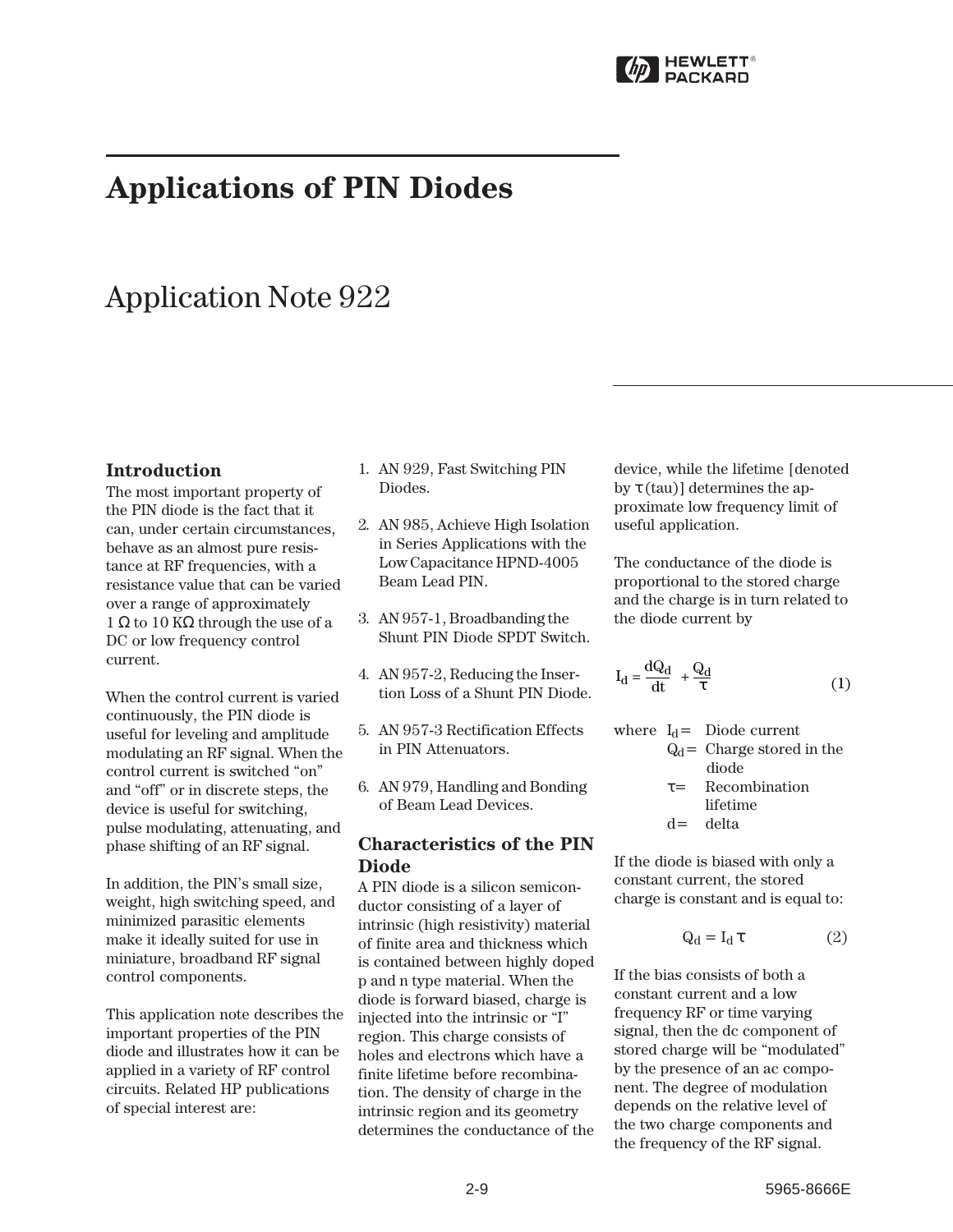# Applications of PIN Diodes

## Application Note 922

### Introduction

The most important property of the PIN diode is the fact that it can, under certain circumstances, behave as an almost pure resistance at RF frequencies, with a resistance value that can be varied over a range of approximately 1 Ω to 10 KΩ through the use of a DC or low frequency control current.

When the control current is varied continuously, the PIN diode is useful for leveling and amplitude modulating an RF signal. When the control current is switched "on" and "off" or in discrete steps, the device is useful for switching, pulse modulating, attenuating, and phase shifting of an RF signal.

In addition, the PIN's small size, weight, high switching speed, and minimized parasitic elements make it ideally suited for use in miniature, broadband RF signal control components.

This application note describes the important properties of the PIN diode and illustrates how it can be applied in a variety of RF control circuits. Related HP publications of special interest are:

1. AN 929, Fast Switching PIN Diodes.
2. AN 985, Achieve High Isolation in Series Applications with the Low Capacitance HPND-4005 Beam Lead PIN.
3. AN 957-1, Broadbanding the Shunt PIN Diode SPDT Switch.
4. AN 957-2, Reducing the Insertion Loss of a Shunt PIN Diode.
5. AN 957-3 Rectification Effects in PIN Attenuators.
6. AN 979, Handling and Bonding of Beam Lead Devices.

### Characteristics of the PIN Diode

A PIN diode is a silicon semiconductor consisting of a layer of intrinsic (high resistivity) material of finite area and thickness which is contained between highly doped p and n type material. When the diode is forward biased, charge is injected into the intrinsic or "I" region. This charge consists of holes and electrons which have a finite lifetime before recombination. The density of charge in the intrinsic region and its geometry determines the conductance of the device, while the lifetime [denoted by τ (tau)] determines the approximate low frequency limit of useful application.

The conductance of the diode is proportional to the stored charge and the charge is in turn related to the diode current by

$$I_d = \frac{dQ_d}{dt} + \frac{Q_d}{\tau} \tag{1}$$

where
$I_d$ = Diode current
$Q_d$ = Charge stored in the diode
$\tau$ = Recombination lifetime
d = delta

If the diode is biased with only a constant current, the stored charge is constant and is equal to:

$$Q_d = I_d \tau \tag{2}$$

If the bias consists of both a constant current and a low frequency RF or time varying signal, then the dc component of stored charge will be "modulated" by the presence of an ac component. The degree of modulation depends on the relative level of the two charge components and the frequency of the RF signal.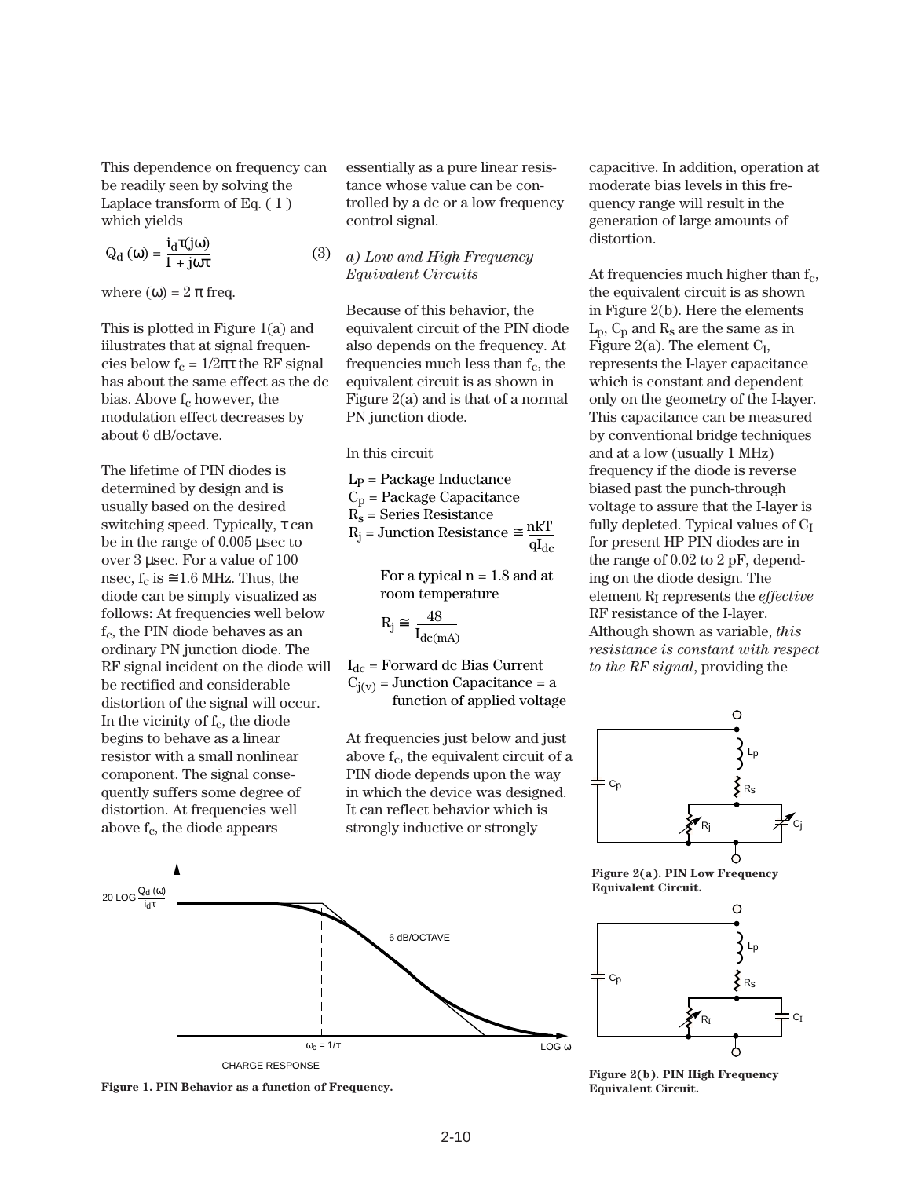This dependence on frequency can be readily seen by solving the Laplace transform of Eq. ( 1 ) which yields

$$Q_d\,(\omega) = \frac{i_d \tau (j\omega)}{1 + j\omega\tau} \qquad (3)$$

where $(\omega) = 2\,\pi$ freq.

This is plotted in Figure 1(a) and iilustrates that at signal frequencies below $f_c = 1/2\pi\tau$ the RF signal has about the same effect as the dc bias. Above $f_c$ however, the modulation effect decreases by about 6 dB/octave.

The lifetime of PIN diodes is determined by design and is usually based on the desired switching speed. Typically, $\tau$ can be in the range of 0.005 µsec to over 3 µsec. For a value of 100 nsec, $f_c$ is $\cong$1.6 MHz. Thus, the diode can be simply visualized as follows: At frequencies well below $f_c$, the PIN diode behaves as an ordinary PN junction diode. The RF signal incident on the diode will be rectified and considerable distortion of the signal will occur. In the vicinity of $f_c$, the diode begins to behave as a linear resistor with a small nonlinear component. The signal consequently suffers some degree of distortion. At frequencies well above $f_c$, the diode appears essentially as a pure linear resistance whose value can be controlled by a dc or a low frequency control signal.

*a) Low and High Frequency Equivalent Circuits*

Because of this behavior, the equivalent circuit of the PIN diode also depends on the frequency. At frequencies much less than $f_c$, the equivalent circuit is as shown in Figure 2(a) and is that of a normal PN junction diode.

In this circuit

$L_P$ = Package Inductance
$C_p$ = Package Capacitance
$R_s$ = Series Resistance
$R_j$ = Junction Resistance $\cong \dfrac{nkT}{qI_{dc}}$

For a typical n = 1.8 and at room temperature

$$R_j \cong \frac{48}{I_{dc(mA)}}$$

$I_{dc}$ = Forward dc Bias Current
$C_{j(v)}$ = Junction Capacitance = a function of applied voltage

At frequencies just below and just above $f_c$, the equivalent circuit of a PIN diode depends upon the way in which the device was designed. It can reflect behavior which is strongly inductive or strongly capacitive. In addition, operation at moderate bias levels in this frequency range will result in the generation of large amounts of distortion.

At frequencies much higher than $f_c$, the equivalent circuit is as shown in Figure 2(b). Here the elements $L_p$, $C_p$ and $R_s$ are the same as in Figure 2(a). The element $C_I$, represents the I-layer capacitance which is constant and dependent only on the geometry of the I-layer. This capacitance can be measured by conventional bridge techniques and at a low (usually 1 MHz) frequency if the diode is reverse biased past the punch-through voltage to assure that the I-layer is fully depleted. Typical values of $C_I$ for present HP PIN diodes are in the range of 0.02 to 2 pF, depending on the diode design. The element $R_I$ represents the *effective* RF resistance of the I-layer. Although shown as variable, *this resistance is constant with respect to the RF signal*, providing the

**Figure 2(a). PIN Low Frequency Equivalent Circuit.**

**Figure 2(b). PIN High Frequency Equivalent Circuit.**

**Figure 1. PIN Behavior as a function of Frequency.**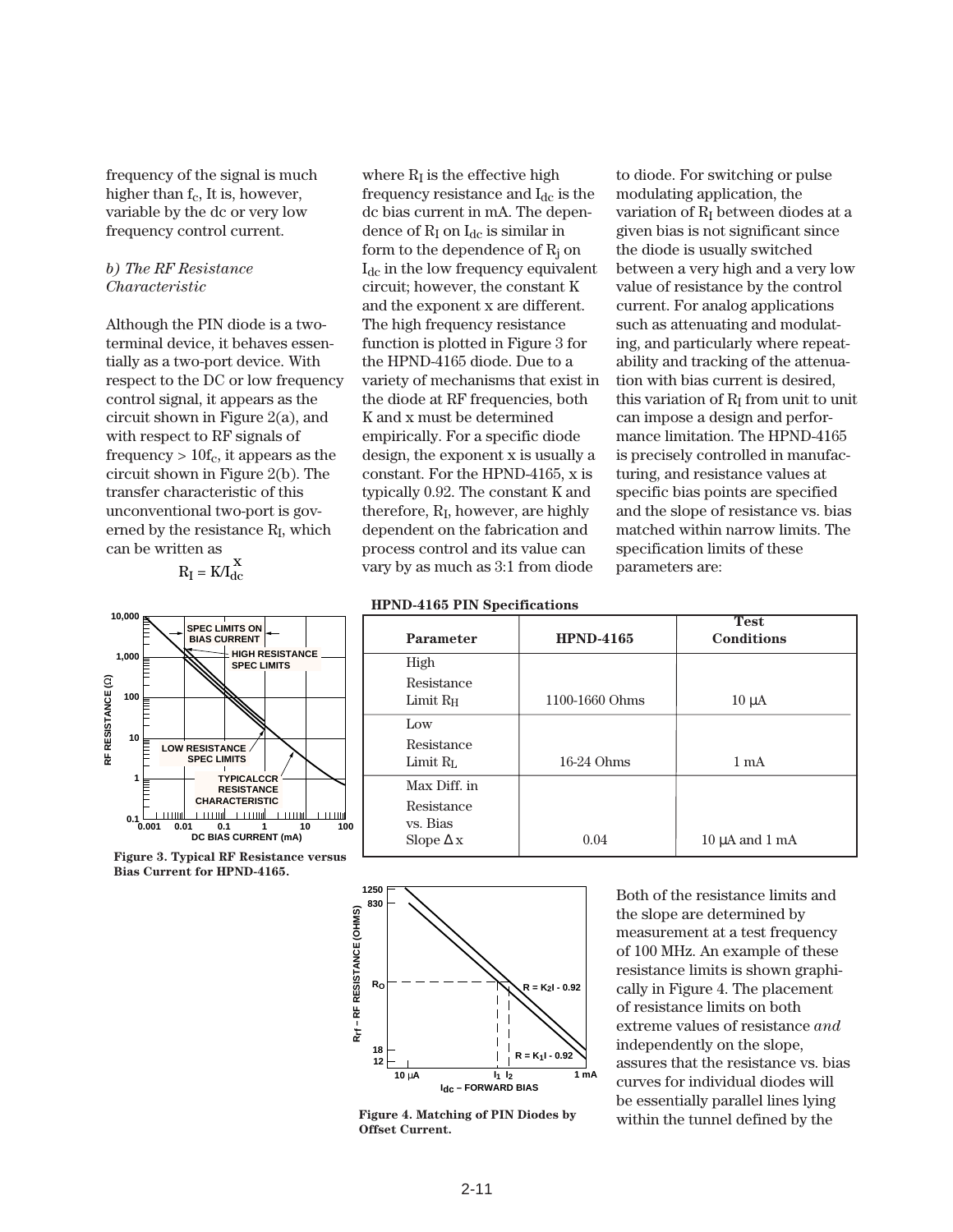frequency of the signal is much higher than $f_c$, It is, however, variable by the dc or very low frequency control current.

*b) The RF Resistance Characteristic*

Although the PIN diode is a two-terminal device, it behaves essentially as a two-port device. With respect to the DC or low frequency control signal, it appears as the circuit shown in Figure 2(a), and with respect to RF signals of frequency > $10f_c$, it appears as the circuit shown in Figure 2(b). The transfer characteristic of this unconventional two-port is governed by the resistance $R_I$, which can be written as

$$R_I = K/I_{dc}^{x}$$

where $R_I$ is the effective high frequency resistance and $I_{dc}$ is the dc bias current in mA. The dependence of $R_I$ on $I_{dc}$ is similar in form to the dependence of $R_j$ on $I_{dc}$ in the low frequency equivalent circuit; however, the constant K and the exponent x are different. The high frequency resistance function is plotted in Figure 3 for the HPND-4165 diode. Due to a variety of mechanisms that exist in the diode at RF frequencies, both K and x must be determined empirically. For a specific diode design, the exponent x is usually a constant. For the HPND-4165, x is typically 0.92. The constant K and therefore, $R_I$, however, are highly dependent on the fabrication and process control and its value can vary by as much as 3:1 from diode to diode. For switching or pulse modulating application, the variation of $R_I$ between diodes at a given bias is not significant since the diode is usually switched between a very high and a very low value of resistance by the control current. For analog applications such as attenuating and modulating, and particularly where repeatability and tracking of the attenuation with bias current is desired, this variation of $R_I$ from unit to unit can impose a design and performance limitation. The HPND-4165 is precisely controlled in manufacturing, and resistance values at specific bias points are specified and the slope of resistance vs. bias matched within narrow limits. The specification limits of these parameters are:

Figure 3. Typical RF Resistance versus Bias Current for HPND-4165.

**HPND-4165 PIN Specifications**

| Parameter | HPND-4165 | Test Conditions |
|---|---|---|
| High Resistance Limit $R_H$ | 1100-1660 Ohms | 10 μA |
| Low Resistance Limit $R_L$ | 16-24 Ohms | 1 mA |
| Max Diff. in Resistance vs. Bias Slope $\Delta x$ | 0.04 | 10 μA and 1 mA |

Figure 4. Matching of PIN Diodes by Offset Current.

Both of the resistance limits and the slope are determined by measurement at a test frequency of 100 MHz. An example of these resistance limits is shown graphically in Figure 4. The placement of resistance limits on both extreme values of resistance *and* independently on the slope, assures that the resistance vs. bias curves for individual diodes will be essentially parallel lines lying within the tunnel defined by the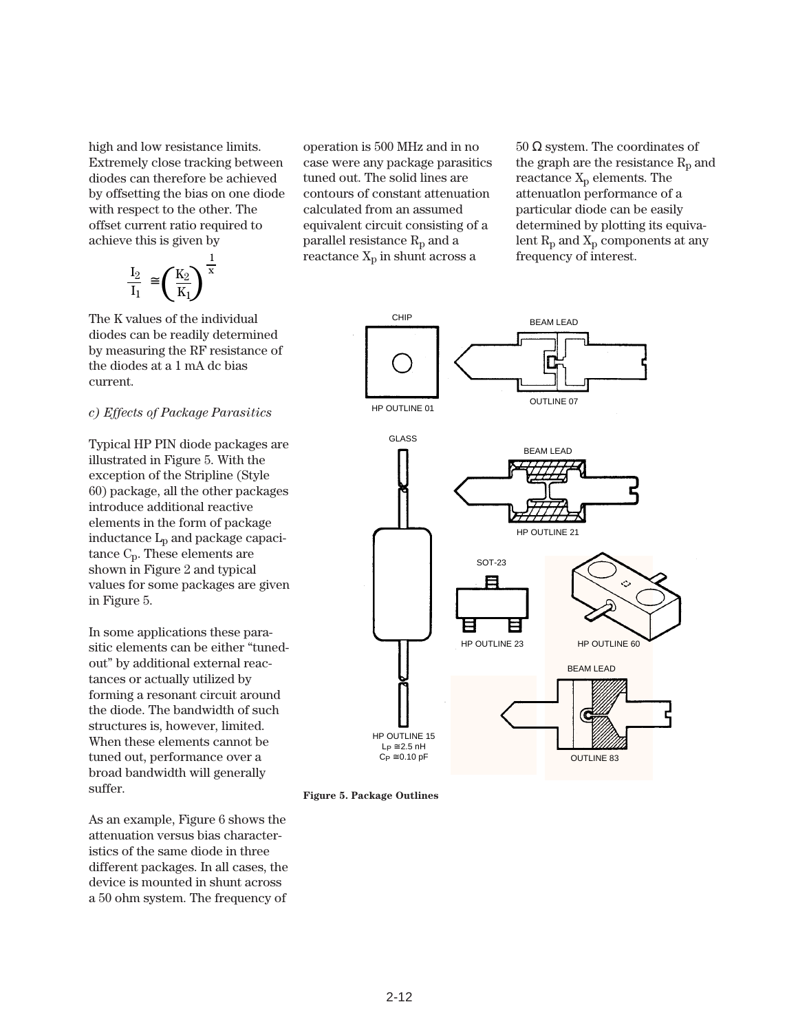high and low resistance limits. Extremely close tracking between diodes can therefore be achieved by offsetting the bias on one diode with respect to the other. The offset current ratio required to achieve this is given by

$$\frac{I_2}{I_1} \cong \left(\frac{K_2}{K_1}\right)^{\frac{1}{x}}$$

The K values of the individual diodes can be readily determined by measuring the RF resistance of the diodes at a 1 mA dc bias current.

*c) Effects of Package Parasitics*

Typical HP PIN diode packages are illustrated in Figure 5. With the exception of the Stripline (Style 60) package, all the other packages introduce additional reactive elements in the form of package inductance $L_p$ and package capacitance $C_p$. These elements are shown in Figure 2 and typical values for some packages are given in Figure 5.

In some applications these parasitic elements can be either "tuned-out" by additional external reactances or actually utilized by forming a resonant circuit around the diode. The bandwidth of such structures is, however, limited. When these elements cannot be tuned out, performance over a broad bandwidth will generally suffer.

As an example, Figure 6 shows the attenuation versus bias characteristics of the same diode in three different packages. In all cases, the device is mounted in shunt across a 50 ohm system. The frequency of operation is 500 MHz and in no case were any package parasitics tuned out. The solid lines are contours of constant attenuation calculated from an assumed equivalent circuit consisting of a parallel resistance $R_p$ and a reactance $X_p$ in shunt across a 50 Ω system. The coordinates of the graph are the resistance $R_p$ and reactance $X_p$ elements. The attenuatlon performance of a particular diode can be easily determined by plotting its equivalent $R_p$ and $X_p$ components at any frequency of interest.

CHIP — HP OUTLINE 01

BEAM LEAD — OUTLINE 07

GLASS — HP OUTLINE 15, $L_P \cong 2.5$ nH, $C_P \cong 0.10$ pF

BEAM LEAD — HP OUTLINE 21

SOT-23 — HP OUTLINE 23

HP OUTLINE 60

BEAM LEAD — OUTLINE 83

**Figure 5. Package Outlines**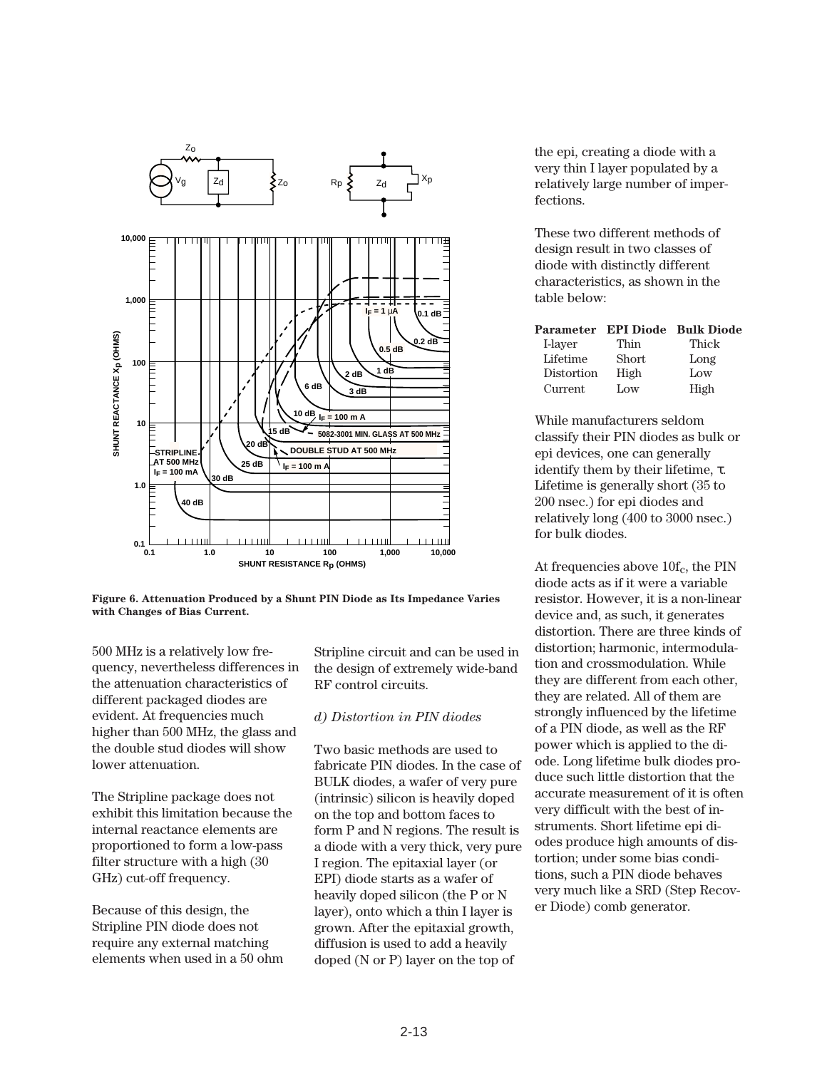**Figure 6. Attenuation Produced by a Shunt PIN Diode as Its Impedance Varies with Changes of Bias Current.**

500 MHz is a relatively low frequency, nevertheless differences in the attenuation characteristics of different packaged diodes are evident. At frequencies much higher than 500 MHz, the glass and the double stud diodes will show lower attenuation.

The Stripline package does not exhibit this limitation because the internal reactance elements are proportioned to form a low-pass filter structure with a high (30 GHz) cut-off frequency.

Because of this design, the Stripline PIN diode does not require any external matching elements when used in a 50 ohm Stripline circuit and can be used in the design of extremely wide-band RF control circuits.

*d) Distortion in PIN diodes*

Two basic methods are used to fabricate PIN diodes. In the case of BULK diodes, a wafer of very pure (intrinsic) silicon is heavily doped on the top and bottom faces to form P and N regions. The result is a diode with a very thick, very pure I region. The epitaxial layer (or EPI) diode starts as a wafer of heavily doped silicon (the P or N layer), onto which a thin I layer is grown. After the epitaxial growth, diffusion is used to add a heavily doped (N or P) layer on the top of the epi, creating a diode with a very thin I layer populated by a relatively large number of imperfections.

These two different methods of design result in two classes of diode with distinctly different characteristics, as shown in the table below:

| Parameter | EPI Diode | Bulk Diode |
|---|---|---|
| I-layer | Thin | Thick |
| Lifetime | Short | Long |
| Distortion | High | Low |
| Current | Low | High |

While manufacturers seldom classify their PIN diodes as bulk or epi devices, one can generally identify them by their lifetime, $\tau$. Lifetime is generally short (35 to 200 nsec.) for epi diodes and relatively long (400 to 3000 nsec.) for bulk diodes.

At frequencies above $10f_c$, the PIN diode acts as if it were a variable resistor. However, it is a non-linear device and, as such, it generates distortion. There are three kinds of distortion; harmonic, intermodulation and crossmodulation. While they are different from each other, they are related. All of them are strongly influenced by the lifetime of a PIN diode, as well as the RF power which is applied to the diode. Long lifetime bulk diodes produce such little distortion that the accurate measurement of it is often very difficult with the best of instruments. Short lifetime epi diodes produce high amounts of distortion; under some bias conditions, such a PIN diode behaves very much like a SRD (Step Recover Diode) comb generator.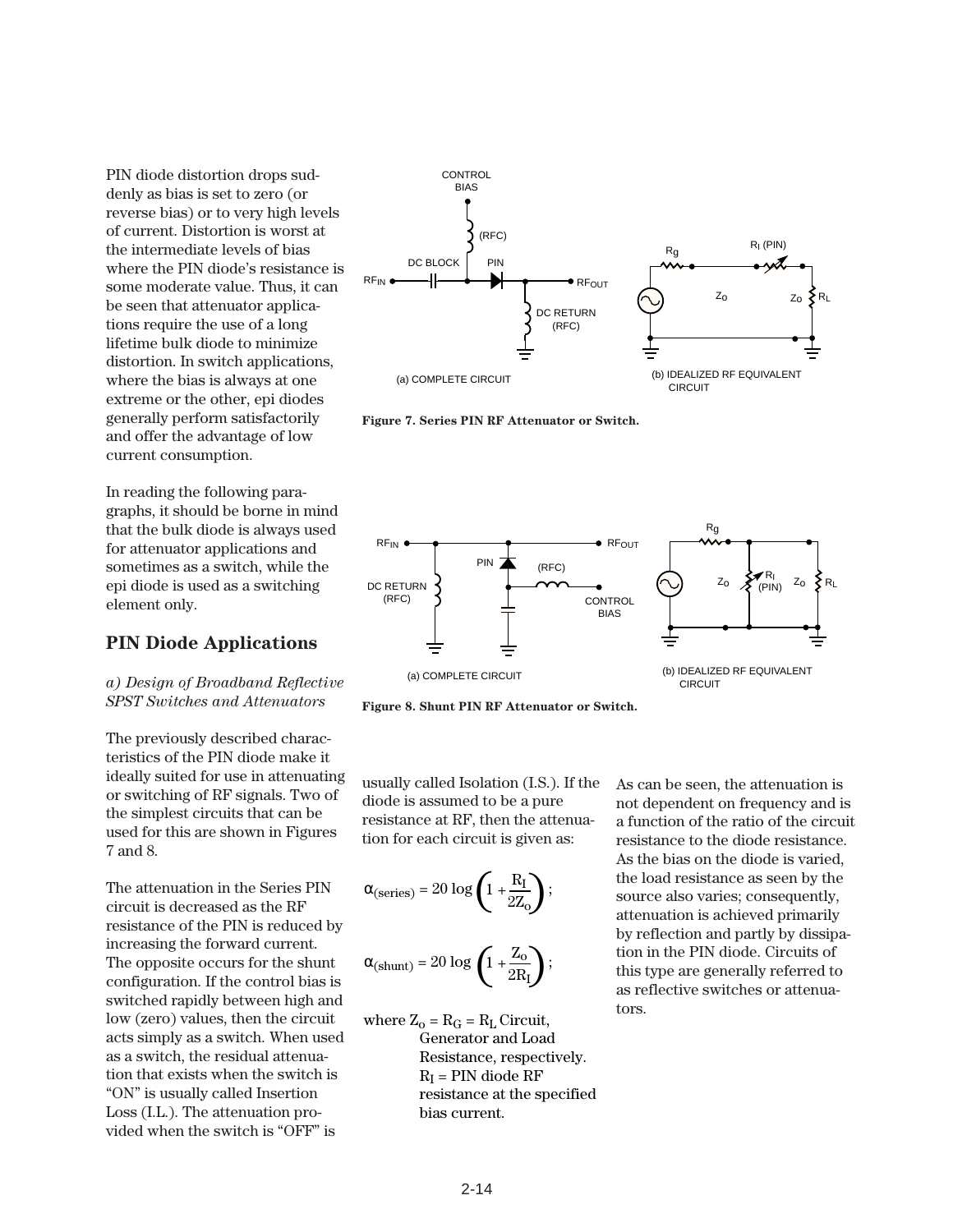PIN diode distortion drops suddenly as bias is set to zero (or reverse bias) or to very high levels of current. Distortion is worst at the intermediate levels of bias where the PIN diode's resistance is some moderate value. Thus, it can be seen that attenuator applications require the use of a long lifetime bulk diode to minimize distortion. In switch applications, where the bias is always at one extreme or the other, epi diodes generally perform satisfactorily and offer the advantage of low current consumption.

In reading the following paragraphs, it should be borne in mind that the bulk diode is always used for attenuator applications and sometimes as a switch, while the epi diode is used as a switching element only.

**Figure 7. Series PIN RF Attenuator or Switch.**

**Figure 8. Shunt PIN RF Attenuator or Switch.**

## PIN Diode Applications

*a) Design of Broadband Reflective SPST Switches and Attenuators*

The previously described characteristics of the PIN diode make it ideally suited for use in attenuating or switching of RF signals. Two of the simplest circuits that can be used for this are shown in Figures 7 and 8.

The attenuation in the Series PIN circuit is decreased as the RF resistance of the PIN is reduced by increasing the forward current. The opposite occurs for the shunt configuration. If the control bias is switched rapidly between high and low (zero) values, then the circuit acts simply as a switch. When used as a switch, the residual attenuation that exists when the switch is "ON" is usually called Insertion Loss (I.L.). The attenuation provided when the switch is "OFF" is usually called Isolation (I.S.). If the diode is assumed to be a pure resistance at RF, then the attenuation for each circuit is given as:

$$\alpha_{(series)} = 20 \log \left(1 + \frac{R_I}{2Z_o}\right);$$

$$\alpha_{(shunt)} = 20 \log \left(1 + \frac{Z_o}{2R_I}\right);$$

where $Z_o = R_G = R_L$ Circuit, Generator and Load Resistance, respectively. $R_I$ = PIN diode RF resistance at the specified bias current.

As can be seen, the attenuation is not dependent on frequency and is a function of the ratio of the circuit resistance to the diode resistance. As the bias on the diode is varied, the load resistance as seen by the source also varies; consequently, attenuation is achieved primarily by reflection and partly by dissipation in the PIN diode. Circuits of this type are generally referred to as reflective switches or attenuators.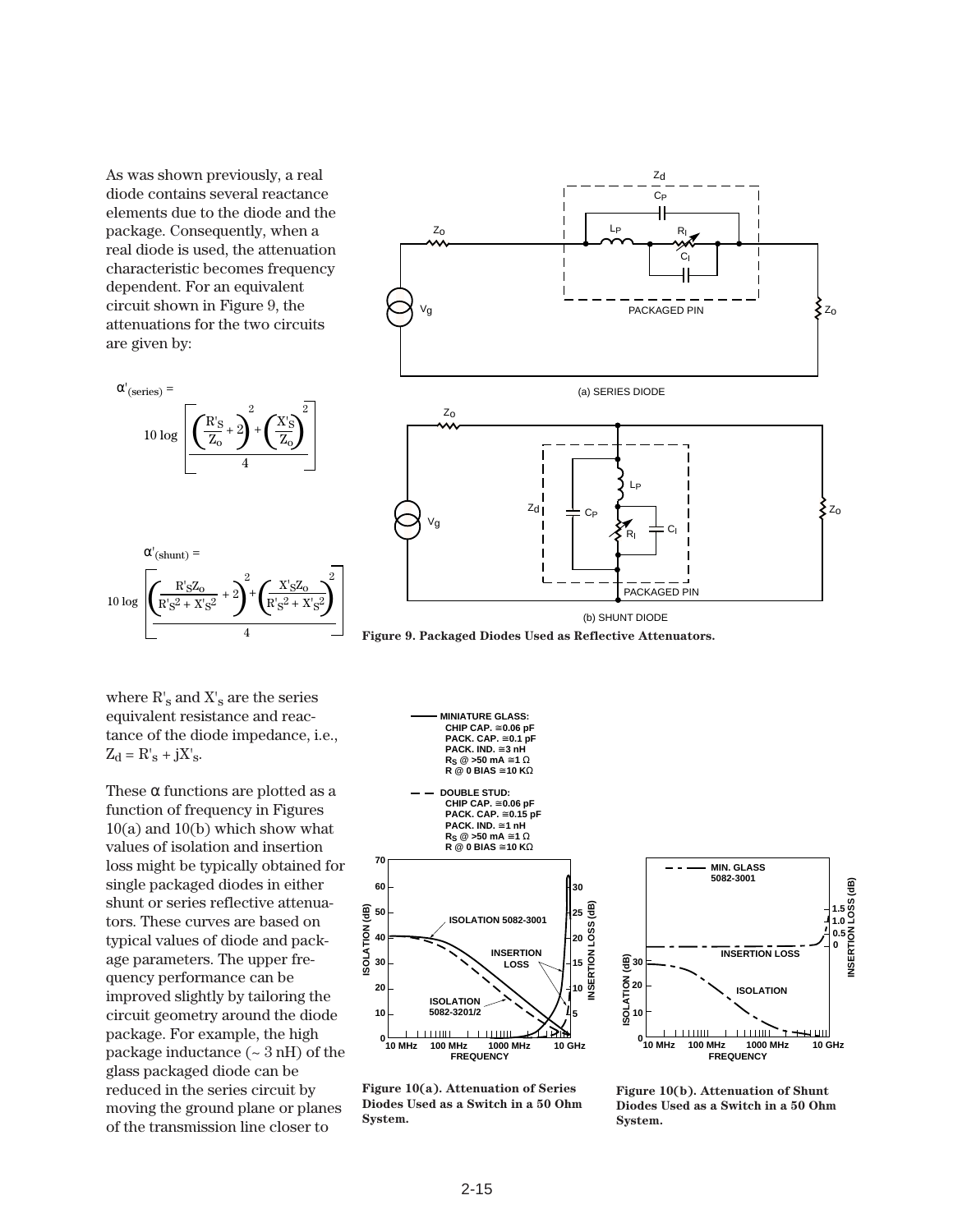As was shown previously, a real diode contains several reactance elements due to the diode and the package. Consequently, when a real diode is used, the attenuation characteristic becomes frequency dependent. For an equivalent circuit shown in Figure 9, the attenuations for the two circuits are given by:

$$\alpha'_{(series)} = 10 \log \left[ \frac{\left(\frac{R'_S}{Z_o} + 2\right)^2 + \left(\frac{X'_S}{Z_o}\right)^2}{4} \right]$$

$$\alpha'_{(shunt)} = 10 \log \left[ \frac{\left(\frac{R'_S Z_o}{R'^2_S + X'^2_S} + 2\right)^2 + \left(\frac{X'_S Z_o}{R'^2_S + X'^2_S}\right)^2}{4} \right]$$

(a) SERIES DIODE

(b) SHUNT DIODE

**Figure 9. Packaged Diodes Used as Reflective Attenuators.**

where $R'_s$ and $X'_s$ are the series equivalent resistance and reactance of the diode impedance, i.e., $Z_d = R'_s + jX'_s$.

These α functions are plotted as a function of frequency in Figures 10(a) and 10(b) which show what values of isolation and insertion loss might be typically obtained for single packaged diodes in either shunt or series reflective attenuators. These curves are based on typical values of diode and package parameters. The upper frequency performance can be improved slightly by tailoring the circuit geometry around the diode package. For example, the high package inductance (~ 3 nH) of the glass packaged diode can be reduced in the series circuit by moving the ground plane or planes of the transmission line closer to

**Figure 10(a). Attenuation of Series Diodes Used as a Switch in a 50 Ohm System.**

**Figure 10(b). Attenuation of Shunt Diodes Used as a Switch in a 50 Ohm System.**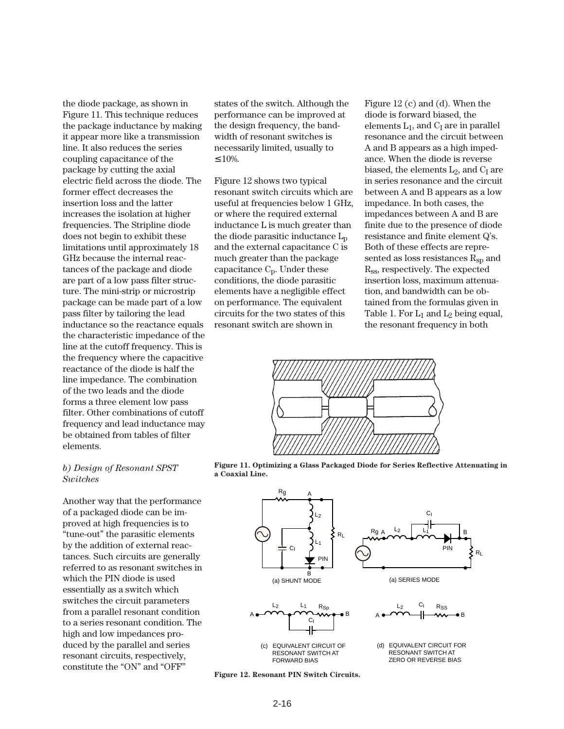the diode package, as shown in Figure 11. This technique reduces the package inductance by making it appear more like a transmission line. It also reduces the series coupling capacitance of the package by cutting the axial electric field across the diode. The former effect decreases the insertion loss and the latter increases the isolation at higher frequencies. The Stripline diode does not begin to exhibit these limitations until approximately 18 GHz because the internal reactances of the package and diode are part of a low pass filter structure. The mini-strip or microstrip package can be made part of a low pass filter by tailoring the lead inductance so the reactance equals the characteristic impedance of the line at the cutoff frequency. This is the frequency where the capacitive reactance of the diode is half the line impedance. The combination of the two leads and the diode forms a three element low pass filter. Other combinations of cutoff frequency and lead inductance may be obtained from tables of filter elements.

*b) Design of Resonant SPST Switches*

Another way that the performance of a packaged diode can be improved at high frequencies is to "tune-out" the parasitic elements by the addition of external reactances. Such circuits are generally referred to as resonant switches in which the PIN diode is used essentially as a switch which switches the circuit parameters from a parallel resonant condition to a series resonant condition. The high and low impedances produced by the parallel and series resonant circuits, respectively, constitute the "ON" and "OFF" states of the switch. Although the performance can be improved at the design frequency, the bandwidth of resonant switches is necessarily limited, usually to ≤10%.

Figure 12 shows two typical resonant switch circuits which are useful at frequencies below 1 GHz, or where the required external inductance L is much greater than the diode parasitic inductance $L_p$ and the external capacitance C is much greater than the package capacitance $C_p$. Under these conditions, the diode parasitic elements have a negligible effect on performance. The equivalent circuits for the two states of this resonant switch are shown in Figure 12 (c) and (d). When the diode is forward biased, the elements $L_1$, and $C_I$ are in parallel resonance and the circuit between A and B appears as a high impedance. When the diode is reverse biased, the elements $L_2$, and $C_I$ are in series resonance and the circuit between A and B appears as a low impedance. In both cases, the impedances between A and B are finite due to the presence of diode resistance and finite element Q's. Both of these effects are represented as loss resistances $R_{sp}$ and $R_{ss}$, respectively. The expected insertion loss, maximum attenuation, and bandwidth can be obtained from the formulas given in Table 1. For $L_1$ and $L_2$ being equal, the resonant frequency in both

**Figure 11. Optimizing a Glass Packaged Diode for Series Reflective Attenuating in a Coaxial Line.**

(a) SHUNT MODE

(a) SERIES MODE

(c) EQUIVALENT CIRCUIT OF RESONANT SWITCH AT FORWARD BIAS

(d) EQUIVALENT CIRCUIT FOR RESONANT SWITCH AT ZERO OR REVERSE BIAS

**Figure 12. Resonant PIN Switch Circuits.**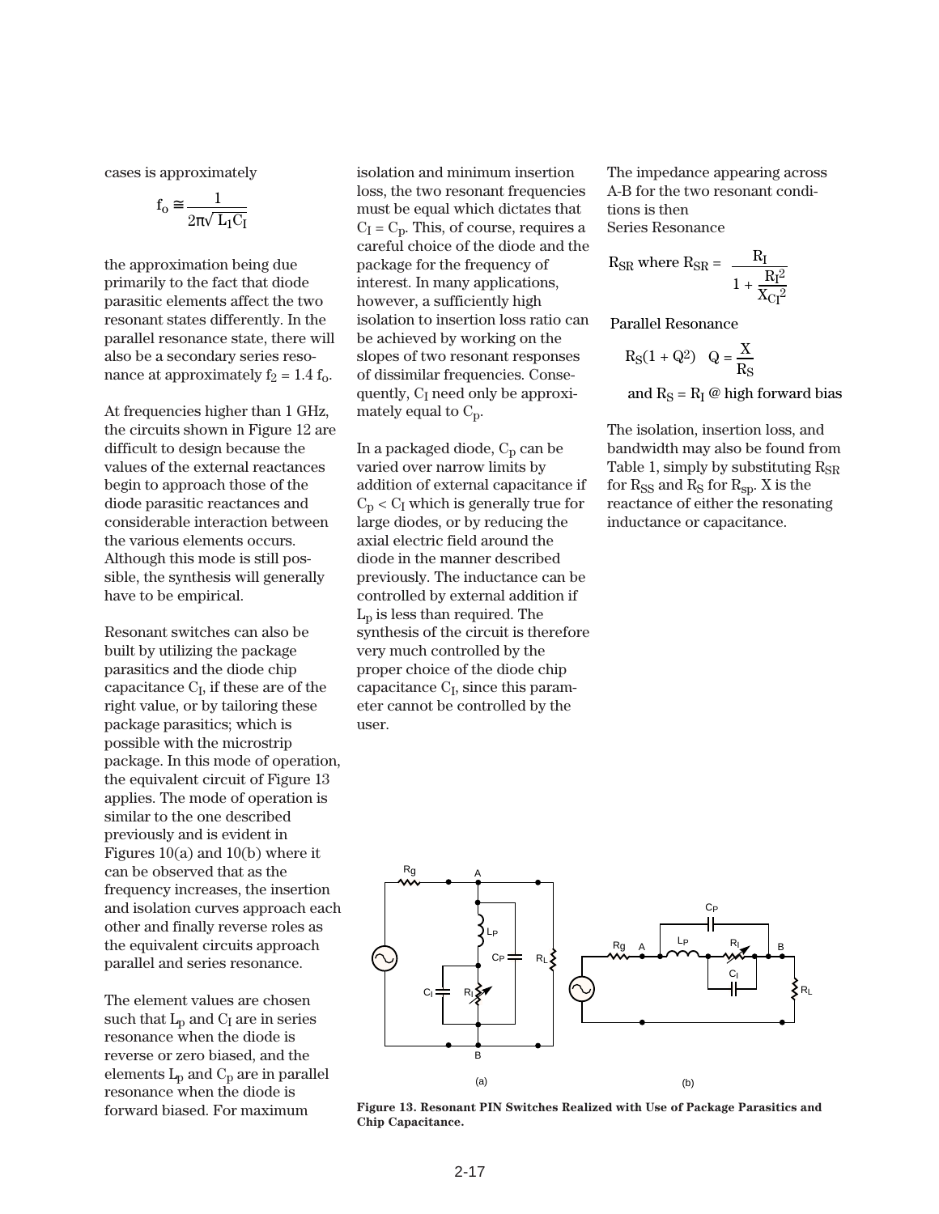cases is approximately

$$f_o \cong \frac{1}{2\pi\sqrt{L_I C_I}}$$

the approximation being due primarily to the fact that diode parasitic elements affect the two resonant states differently. In the parallel resonance state, there will also be a secondary series resonance at approximately $f_2 = 1.4\ f_o$.

At frequencies higher than 1 GHz, the circuits shown in Figure 12 are difficult to design because the values of the external reactances begin to approach those of the diode parasitic reactances and considerable interaction between the various elements occurs. Although this mode is still possible, the synthesis will generally have to be empirical.

Resonant switches can also be built by utilizing the package parasitics and the diode chip capacitance $C_I$, if these are of the right value, or by tailoring these package parasitics; which is possible with the microstrip package. In this mode of operation, the equivalent circuit of Figure 13 applies. The mode of operation is similar to the one described previously and is evident in Figures 10(a) and 10(b) where it can be observed that as the frequency increases, the insertion and isolation curves approach each other and finally reverse roles as the equivalent circuits approach parallel and series resonance.

The element values are chosen such that $L_p$ and $C_I$ are in series resonance when the diode is reverse or zero biased, and the elements $L_p$ and $C_p$ are in parallel resonance when the diode is forward biased. For maximum isolation and minimum insertion loss, the two resonant frequencies must be equal which dictates that $C_I = C_p$. This, of course, requires a careful choice of the diode and the package for the frequency of interest. In many applications, however, a sufficiently high isolation to insertion loss ratio can be achieved by working on the slopes of two resonant responses of dissimilar frequencies. Consequently, $C_I$ need only be approximately equal to $C_p$.

In a packaged diode, $C_p$ can be varied over narrow limits by addition of external capacitance if $C_p < C_I$ which is generally true for large diodes, or by reducing the axial electric field around the diode in the manner described previously. The inductance can be controlled by external addition if $L_p$ is less than required. The synthesis of the circuit is therefore very much controlled by the proper choice of the diode chip capacitance $C_I$, since this parameter cannot be controlled by the user.

The impedance appearing across A-B for the two resonant conditions is then

Series Resonance

$$R_{SR} \text{ where } R_{SR} = \frac{R_I}{1 + \dfrac{R_I^2}{X_{CI}^2}}$$

Parallel Resonance

$$R_S(1 + Q^2) \quad Q = \frac{X}{R_S}$$

and $R_S = R_I$ @ high forward bias

The isolation, insertion loss, and bandwidth may also be found from Table 1, simply by substituting $R_{SR}$ for $R_{SS}$ and $R_S$ for $R_{sp}$. X is the reactance of either the resonating inductance or capacitance.

**Figure 13. Resonant PIN Switches Realized with Use of Package Parasitics and Chip Capacitance.**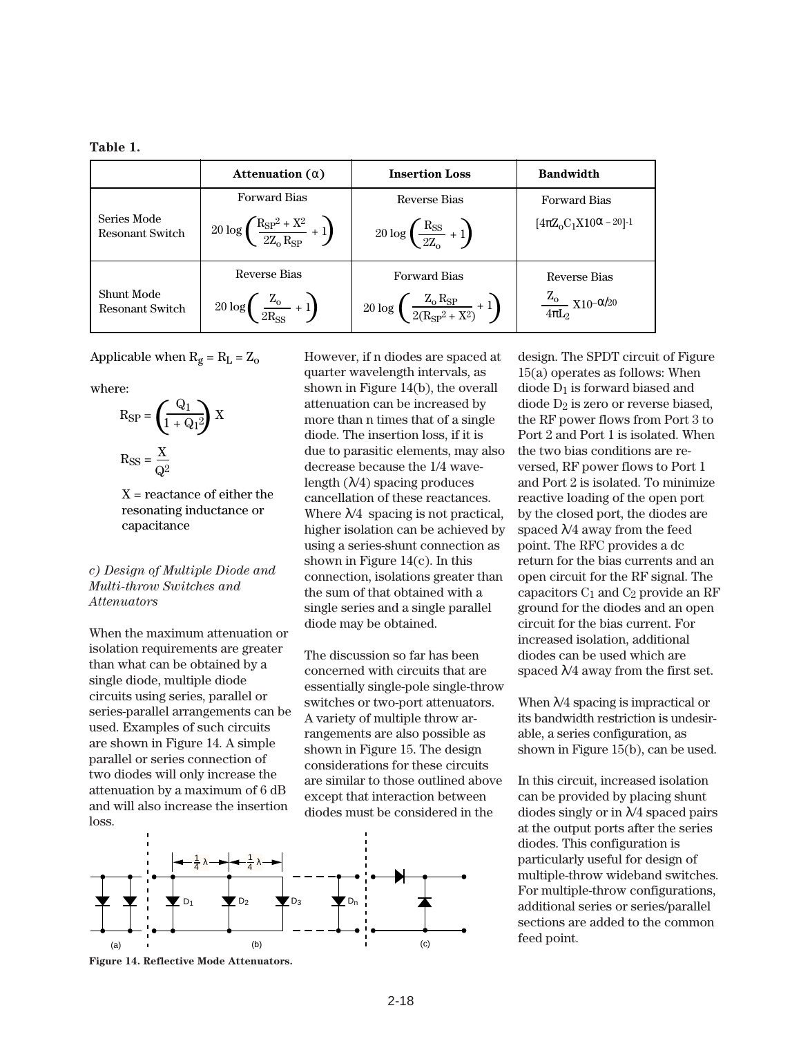**Table 1.**

| | Attenuation (α) | Insertion Loss | Bandwidth |
|---|---|---|---|
| Series Mode Resonant Switch | Forward Bias $20 \log \left( \frac{R_{SP}^2 + X^2}{2Z_o R_{SP}} + 1 \right)$ | Reverse Bias $20 \log \left( \frac{R_{SS}}{2Z_o} + 1 \right)$ | Forward Bias $[4\pi Z_o C_1 X 10^{\alpha - 20}]^{-1}$ |
| Shunt Mode Resonant Switch | Reverse Bias $20 \log \left( \frac{Z_o}{2R_{SS}} + 1 \right)$ | Forward Bias $20 \log \left( \frac{Z_o R_{SP}}{2(R_{SP}^2 + X^2)} + 1 \right)$ | Reverse Bias $\frac{Z_o}{4\pi L_2} X 10^{-\alpha/20}$ |

Applicable when $R_g = R_L = Z_o$

where:

$$R_{SP} = \left( \frac{Q_1}{1 + Q_1^2} \right) X$$

$$R_{SS} = \frac{X}{Q^2}$$

X = reactance of either the resonating inductance or capacitance

### *c) Design of Multiple Diode and Multi-throw Switches and Attenuators*

When the maximum attenuation or isolation requirements are greater than what can be obtained by a single diode, multiple diode circuits using series, parallel or series-parallel arrangements can be used. Examples of such circuits are shown in Figure 14. A simple parallel or series connection of two diodes will only increase the attenuation by a maximum of 6 dB and will also increase the insertion loss.

However, if n diodes are spaced at quarter wavelength intervals, as shown in Figure 14(b), the overall attenuation can be increased by more than n times that of a single diode. The insertion loss, if it is due to parasitic elements, may also decrease because the 1/4 wavelength (λ/4) spacing produces cancellation of these reactances. Where λ/4 spacing is not practical, higher isolation can be achieved by using a series-shunt connection as shown in Figure 14(c). In this connection, isolations greater than the sum of that obtained with a single series and a single parallel diode may be obtained.

The discussion so far has been concerned with circuits that are essentially single-pole single-throw switches or two-port attenuators. A variety of multiple throw arrangements are also possible as shown in Figure 15. The design considerations for these circuits are similar to those outlined above except that interaction between diodes must be considered in the design. The SPDT circuit of Figure 15(a) operates as follows: When diode $D_1$ is forward biased and diode $D_2$ is zero or reverse biased, the RF power flows from Port 3 to Port 2 and Port 1 is isolated. When the two bias conditions are reversed, RF power flows to Port 1 and Port 2 is isolated. To minimize reactive loading of the open port by the closed port, the diodes are spaced λ/4 away from the feed point. The RFC provides a dc return for the bias currents and an open circuit for the RF signal. The capacitors $C_1$ and $C_2$ provide an RF ground for the diodes and an open circuit for the bias current. For increased isolation, additional diodes can be used which are spaced λ/4 away from the first set.

When λ/4 spacing is impractical or its bandwidth restriction is undesirable, a series configuration, as shown in Figure 15(b), can be used.

In this circuit, increased isolation can be provided by placing shunt diodes singly or in λ/4 spaced pairs at the output ports after the series diodes. This configuration is particularly useful for design of multiple-throw wideband switches. For multiple-throw configurations, additional series or series/parallel sections are added to the common feed point.

**Figure 14. Reflective Mode Attenuators.**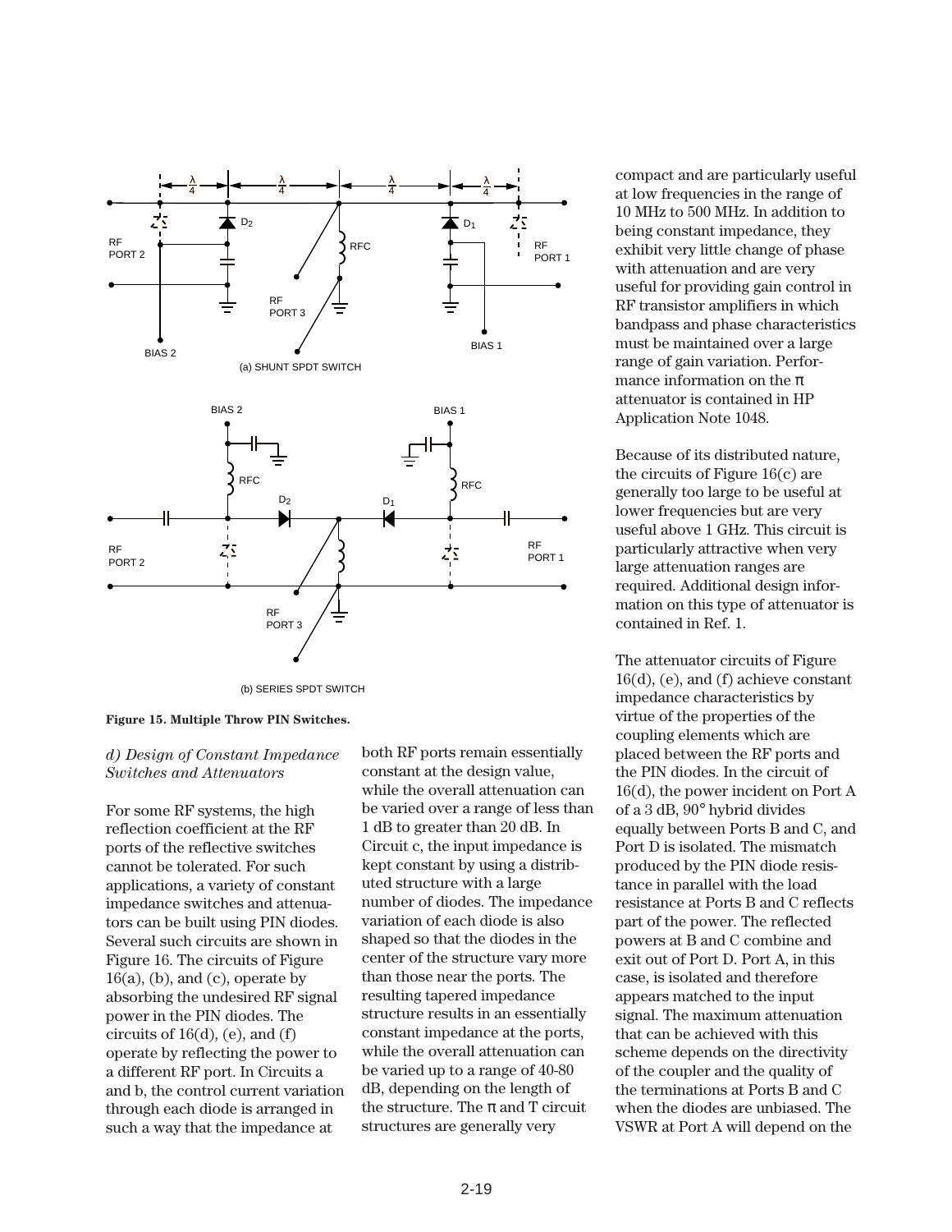Figure 15. Multiple Throw PIN Switches.

*d) Design of Constant Impedance Switches and Attenuators*

For some RF systems, the high reflection coefficient at the RF ports of the reflective switches cannot be tolerated. For such applications, a variety of constant impedance switches and attenuators can be built using PIN diodes. Several such circuits are shown in Figure 16. The circuits of Figure 16(a), (b), and (c), operate by absorbing the undesired RF signal power in the PIN diodes. The circuits of 16(d), (e), and (f) operate by reflecting the power to a different RF port. In Circuits a and b, the control current variation through each diode is arranged in such a way that the impedance at both RF ports remain essentially constant at the design value, while the overall attenuation can be varied over a range of less than 1 dB to greater than 20 dB. In Circuit c, the input impedance is kept constant by using a distributed structure with a large number of diodes. The impedance variation of each diode is also shaped so that the diodes in the center of the structure vary more than those near the ports. The resulting tapered impedance structure results in an essentially constant impedance at the ports, while the overall attenuation can be varied up to a range of 40-80 dB, depending on the length of the structure. The π and T circuit structures are generally very compact and are particularly useful at low frequencies in the range of 10 MHz to 500 MHz. In addition to being constant impedance, they exhibit very little change of phase with attenuation and are very useful for providing gain control in RF transistor amplifiers in which bandpass and phase characteristics must be maintained over a large range of gain variation. Performance information on the π attenuator is contained in HP Application Note 1048.

Because of its distributed nature, the circuits of Figure 16(c) are generally too large to be useful at lower frequencies but are very useful above 1 GHz. This circuit is particularly attractive when very large attenuation ranges are required. Additional design information on this type of attenuator is contained in Ref. 1.

The attenuator circuits of Figure 16(d), (e), and (f) achieve constant impedance characteristics by virtue of the properties of the coupling elements which are placed between the RF ports and the PIN diodes. In the circuit of 16(d), the power incident on Port A of a 3 dB, 90° hybrid divides equally between Ports B and C, and Port D is isolated. The mismatch produced by the PIN diode resistance in parallel with the load resistance at Ports B and C reflects part of the power. The reflected powers at B and C combine and exit out of Port D. Port A, in this case, is isolated and therefore appears matched to the input signal. The maximum attenuation that can be achieved with this scheme depends on the directivity of the coupler and the quality of the terminations at Ports B and C when the diodes are unbiased. The VSWR at Port A will depend on the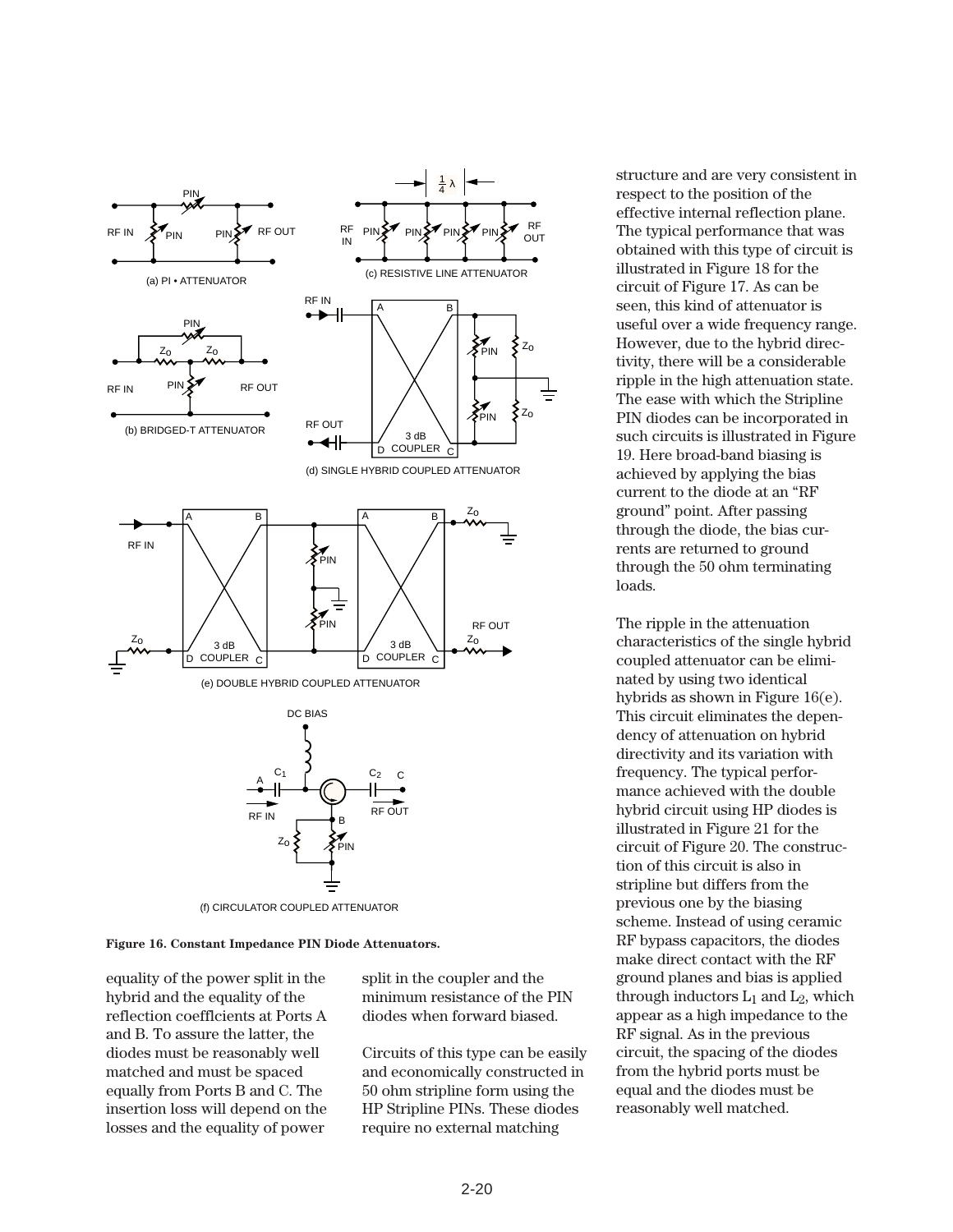Figure 16. Constant Impedance PIN Diode Attenuators.

equality of the power split in the hybrid and the equality of the reflection coefficients at Ports A and B. To assure the latter, the diodes must be reasonably well matched and must be spaced equally from Ports B and C. The insertion loss will depend on the losses and the equality of power split in the coupler and the minimum resistance of the PIN diodes when forward biased.

Circuits of this type can be easily and economically constructed in 50 ohm stripline form using the HP Stripline PINs. These diodes require no external matching structure and are very consistent in respect to the position of the effective internal reflection plane. The typical performance that was obtained with this type of circuit is illustrated in Figure 18 for the circuit of Figure 17. As can be seen, this kind of attenuator is useful over a wide frequency range. However, due to the hybrid directivity, there will be a considerable ripple in the high attenuation state. The ease with which the Stripline PIN diodes can be incorporated in such circuits is illustrated in Figure 19. Here broad-band biasing is achieved by applying the bias current to the diode at an “RF ground” point. After passing through the diode, the bias currents are returned to ground through the 50 ohm terminating loads.

The ripple in the attenuation characteristics of the single hybrid coupled attenuator can be eliminated by using two identical hybrids as shown in Figure 16(e). This circuit eliminates the dependency of attenuation on hybrid directivity and its variation with frequency. The typical performance achieved with the double hybrid circuit using HP diodes is illustrated in Figure 21 for the circuit of Figure 20. The construction of this circuit is also in stripline but differs from the previous one by the biasing scheme. Instead of using ceramic RF bypass capacitors, the diodes make direct contact with the RF ground planes and bias is applied through inductors $L_1$ and $L_2$, which appear as a high impedance to the RF signal. As in the previous circuit, the spacing of the diodes from the hybrid ports must be equal and the diodes must be reasonably well matched.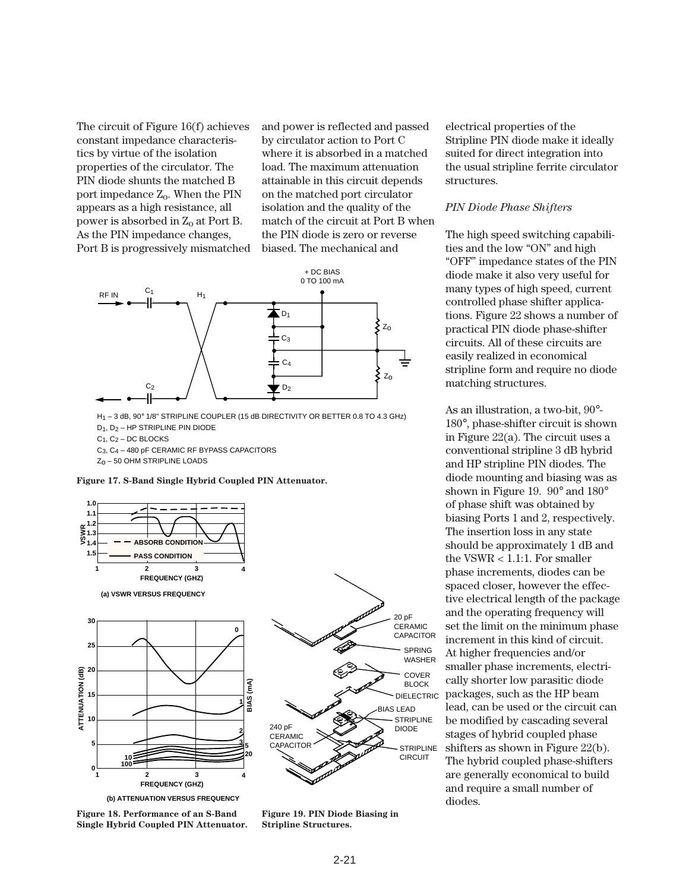The circuit of Figure 16(f) achieves constant impedance characteristics by virtue of the isolation properties of the circulator. The PIN diode shunts the matched B port impedance $Z_O$. When the PIN appears as a high resistance, all power is absorbed in $Z_o$ at Port B. As the PIN impedance changes, Port B is progressively mismatched and power is reflected and passed by circulator action to Port C where it is absorbed in a matched load. The maximum attenuation attainable in this circuit depends on the matched port circulator isolation and the quality of the match of the circuit at Port B when the PIN diode is zero or reverse biased. The mechanical and electrical properties of the Stripline PIN diode make it ideally suited for direct integration into the usual stripline ferrite circulator structures.

$H_1$ – 3 dB, 90° 1/8" STRIPLINE COUPLER (15 dB DIRECTIVITY OR BETTER 0.8 TO 4.3 GHz)
$D_1$, $D_2$ – HP STRIPLINE PIN DIODE
$C_1$, $C_2$ – DC BLOCKS
$C_3$, $C_4$ – 480 pF CERAMIC RF BYPASS CAPACITORS
$Z_O$ – 50 OHM STRIPLINE LOADS

**Figure 17. S-Band Single Hybrid Coupled PIN Attenuator.**

(a) VSWR VERSUS FREQUENCY

(b) ATTENUATION VERSUS FREQUENCY

**Figure 18. Performance of an S-Band Single Hybrid Coupled PIN Attenuator.**

**Figure 19. PIN Diode Biasing in Stripline Structures.**

*PIN Diode Phase Shifters*

The high speed switching capabilities and the low "ON" and high "OFF" impedance states of the PIN diode make it also very useful for many types of high speed, current controlled phase shifter applications. Figure 22 shows a number of practical PIN diode phase-shifter circuits. All of these circuits are easily realized in economical stripline form and require no diode matching structures.

As an illustration, a two-bit, 90°-180°, phase-shifter circuit is shown in Figure 22(a). The circuit uses a conventional stripline 3 dB hybrid and HP stripline PIN diodes. The diode mounting and biasing was as shown in Figure 19. 90° and 180° of phase shift was obtained by biasing Ports 1 and 2, respectively. The insertion loss in any state should be approximately 1 dB and the VSWR < 1.1:1. For smaller phase increments, diodes can be spaced closer, however the effective electrical length of the package and the operating frequency will set the limit on the minimum phase increment in this kind of circuit. At higher frequencies and/or smaller phase increments, electrically shorter low parasitic diode packages, such as the HP beam lead, can be used or the circuit can be modified by cascading several stages of hybrid coupled phase shifters as shown in Figure 22(b). The hybrid coupled phase-shifters are generally economical to build and require a small number of diodes.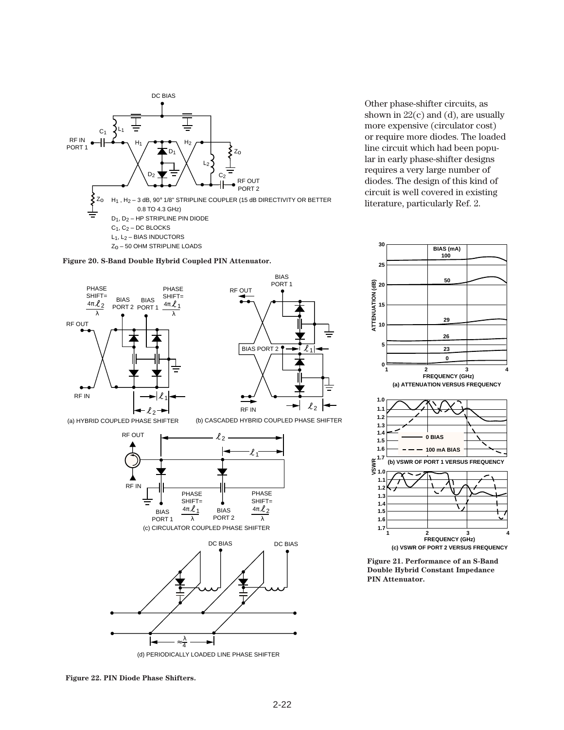H$_1$, H$_2$ – 3 dB, 90° 1/8" STRIPLINE COUPLER (15 dB DIRECTIVITY OR BETTER 0.8 TO 4.3 GHz)

D$_1$, D$_2$ – HP STRIPLINE PIN DIODE

C$_1$, C$_2$ – DC BLOCKS

L$_1$, L$_2$ – BIAS INDUCTORS

Z$_0$ – 50 OHM STRIPLINE LOADS

**Figure 20. S-Band Double Hybrid Coupled PIN Attenuator.**

(a) HYBRID COUPLED PHASE SHIFTER

(b) CASCADED HYBRID COUPLED PHASE SHIFTER

(c) CIRCULATOR COUPLED PHASE SHIFTER

(d) PERIODICALLY LOADED LINE PHASE SHIFTER

**Figure 22. PIN Diode Phase Shifters.**

Other phase-shifter circuits, as shown in 22(c) and (d), are usually more expensive (circulator cost) or require more diodes. The loaded line circuit which had been popular in early phase-shifter designs requires a very large number of diodes. The design of this kind of circuit is well covered in existing literature, particularly Ref. 2.

(a) ATTENUATION VERSUS FREQUENCY

(b) VSWR OF PORT 1 VERSUS FREQUENCY

(c) VSWR OF PORT 2 VERSUS FREQUENCY

**Figure 21. Performance of an S-Band Double Hybrid Constant Impedance PIN Attenuator.**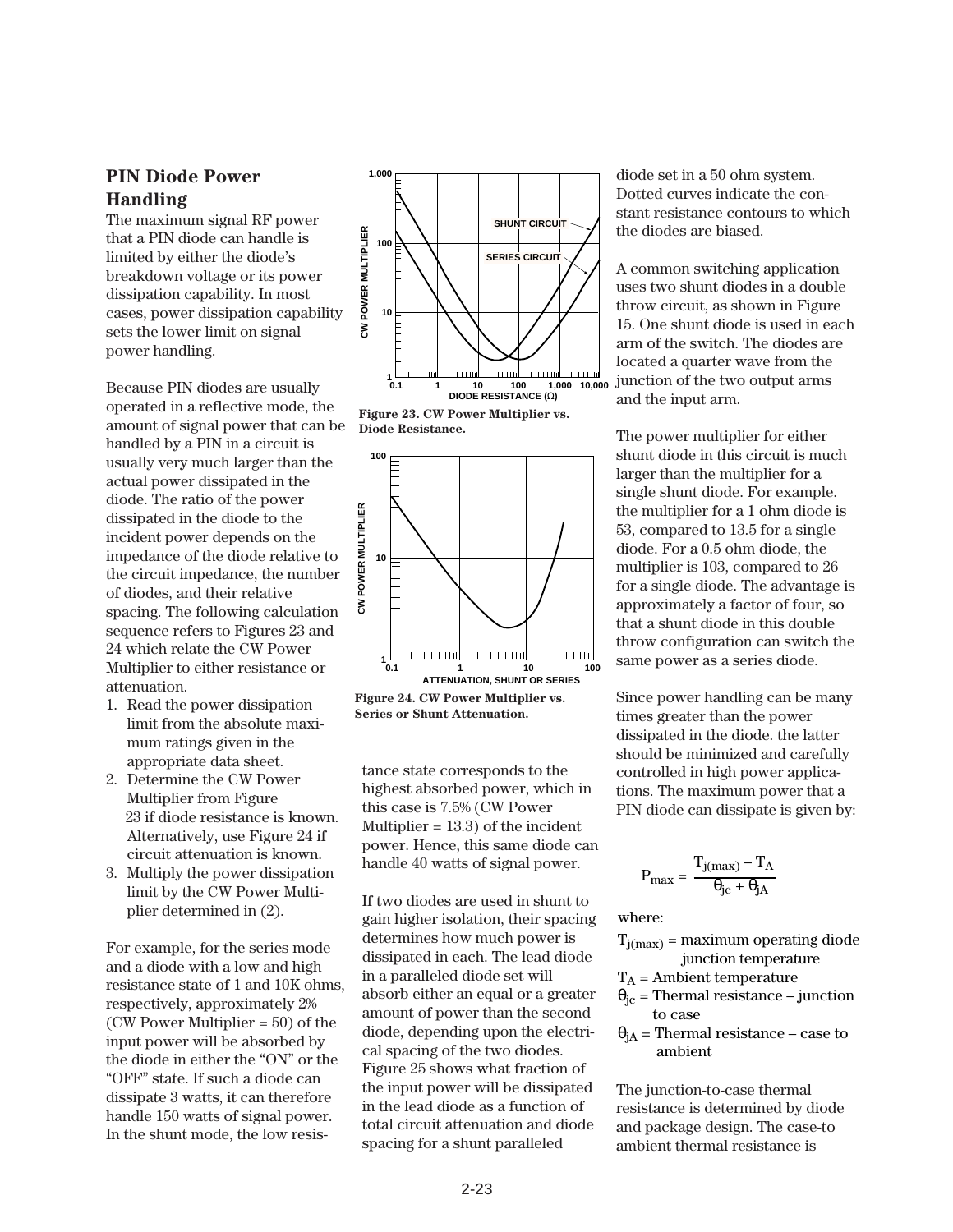## PIN Diode Power Handling

The maximum signal RF power that a PIN diode can handle is limited by either the diode's breakdown voltage or its power dissipation capability. In most cases, power dissipation capability sets the lower limit on signal power handling.

Because PIN diodes are usually operated in a reflective mode, the amount of signal power that can be handled by a PIN in a circuit is usually very much larger than the actual power dissipated in the diode. The ratio of the power dissipated in the diode to the incident power depends on the impedance of the diode relative to the circuit impedance, the number of diodes, and their relative spacing. The following calculation sequence refers to Figures 23 and 24 which relate the CW Power Multiplier to either resistance or attenuation.

1. Read the power dissipation limit from the absolute maximum ratings given in the appropriate data sheet.
2. Determine the CW Power Multiplier from Figure 23 if diode resistance is known. Alternatively, use Figure 24 if circuit attenuation is known.
3. Multiply the power dissipation limit by the CW Power Multiplier determined in (2).

For example, for the series mode and a diode with a low and high resistance state of 1 and 10K ohms, respectively, approximately 2% (CW Power Multiplier = 50) of the input power will be absorbed by the diode in either the "ON" or the "OFF" state. If such a diode can dissipate 3 watts, it can therefore handle 150 watts of signal power. In the shunt mode, the low resistance state corresponds to the highest absorbed power, which in this case is 7.5% (CW Power Multiplier = 13.3) of the incident power. Hence, this same diode can handle 40 watts of signal power.

**Figure 23. CW Power Multiplier vs. Diode Resistance.**

**Figure 24. CW Power Multiplier vs. Series or Shunt Attenuation.**

If two diodes are used in shunt to gain higher isolation, their spacing determines how much power is dissipated in each. The lead diode in a paralleled diode set will absorb either an equal or a greater amount of power than the second diode, depending upon the electrical spacing of the two diodes. Figure 25 shows what fraction of the input power will be dissipated in the lead diode as a function of total circuit attenuation and diode spacing for a shunt paralleled diode set in a 50 ohm system. Dotted curves indicate the constant resistance contours to which the diodes are biased.

A common switching application uses two shunt diodes in a double throw circuit, as shown in Figure 15. One shunt diode is used in each arm of the switch. The diodes are located a quarter wave from the junction of the two output arms and the input arm.

The power multiplier for either shunt diode in this circuit is much larger than the multiplier for a single shunt diode. For example. the multiplier for a 1 ohm diode is 53, compared to 13.5 for a single diode. For a 0.5 ohm diode, the multiplier is 103, compared to 26 for a single diode. The advantage is approximately a factor of four, so that a shunt diode in this double throw configuration can switch the same power as a series diode.

Since power handling can be many times greater than the power dissipated in the diode. the latter should be minimized and carefully controlled in high power applications. The maximum power that a PIN diode can dissipate is given by:

$$P_{max} = \frac{T_{j(max)} - T_A}{\theta_{jc} + \theta_{jA}}$$

where:

$T_{j(max)}$ = maximum operating diode junction temperature

$T_A$ = Ambient temperature

$\theta_{jc}$ = Thermal resistance – junction to case

$\theta_{jA}$ = Thermal resistance – case to ambient

The junction-to-case thermal resistance is determined by diode and package design. The case-to ambient thermal resistance is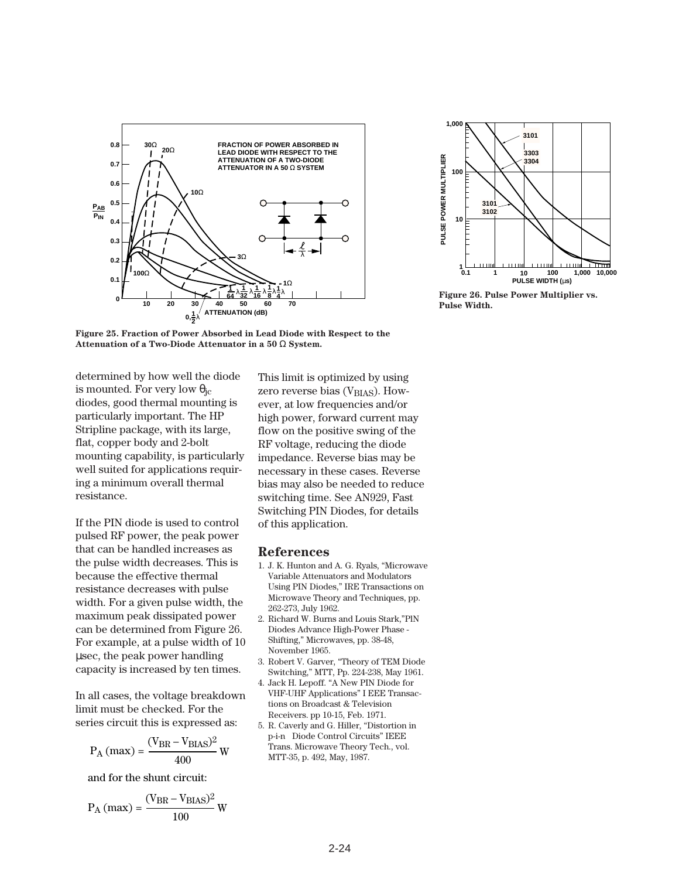FRACTION OF POWER ABSORBED IN LEAD DIODE WITH RESPECT TO THE ATTENUATION OF A TWO-DIODE ATTENUATOR IN A 50 Ω SYSTEM

$\frac{P_{AB}}{P_{IN}}$

0.8
0.7
0.6
0.5
0.4
0.3
0.2
0.1
0

30Ω
20Ω
10Ω
3Ω
1Ω
100Ω

10 20 30 40 50 60 70

ATTENUATION (dB)

$0, \frac{1}{2}\lambda$ $\frac{1}{64}\lambda$ $\frac{1}{32}\lambda$ $\frac{1}{16}\lambda$ $\frac{1}{8}\lambda$ $\frac{1}{4}\lambda$

$\frac{\ell}{\lambda}$

**Figure 25. Fraction of Power Absorbed in Lead Diode with Respect to the Attenuation of a Two-Diode Attenuator in a 50 Ω System.**

1,000
100
10
1

PULSE POWER MULTIPLIER

0.1 1 10 100 1,000 10,000

PULSE WIDTH (μs)

3101
3303
3304
3101
3102

**Figure 26. Pulse Power Multiplier vs. Pulse Width.**

determined by how well the diode is mounted. For very low $\theta_{jc}$ diodes, good thermal mounting is particularly important. The HP Stripline package, with its large, flat, copper body and 2-bolt mounting capability, is particularly well suited for applications requiring a minimum overall thermal resistance.

If the PIN diode is used to control pulsed RF power, the peak power that can be handled increases as the pulse width decreases. This is because the effective thermal resistance decreases with pulse width. For a given pulse width, the maximum peak dissipated power can be determined from Figure 26. For example, at a pulse width of 10 µsec, the peak power handling capacity is increased by ten times.

In all cases, the voltage breakdown limit must be checked. For the series circuit this is expressed as:

$$P_A\,(\max) = \frac{(V_{BR} - V_{BIAS})^2}{400}\ \text{W}$$

and for the shunt circuit:

$$P_A\,(\max) = \frac{(V_{BR} - V_{BIAS})^2}{100}\ \text{W}$$

This limit is optimized by using zero reverse bias ($V_{BIAS}$). However, at low frequencies and/or high power, forward current may flow on the positive swing of the RF voltage, reducing the diode impedance. Reverse bias may be necessary in these cases. Reverse bias may also be needed to reduce switching time. See AN929, Fast Switching PIN Diodes, for details of this application.

## References

1. J. K. Hunton and A. G. Ryals, “Microwave Variable Attenuators and Modulators Using PIN Diodes,” IRE Transactions on Microwave Theory and Techniques, pp. 262-273, July 1962.
2. Richard W. Burns and Louis Stark,”PIN Diodes Advance High-Power Phase - Shifting,” Microwaves, pp. 38-48, November 1965.
3. Robert V. Garver, “Theory of TEM Diode Switching,” MTT, Pp. 224-238, May 1961.
4. Jack H. Lepoff. “A New PIN Diode for VHF-UHF Applications” I EEE Transactions on Broadcast & Television Receivers. pp 10-15, Feb. 1971.
5. R. Caverly and G. Hiller, “Distortion in p-i-n Diode Control Circuits” IEEE Trans. Microwave Theory Tech., vol. MTT-35, p. 492, May, 1987.